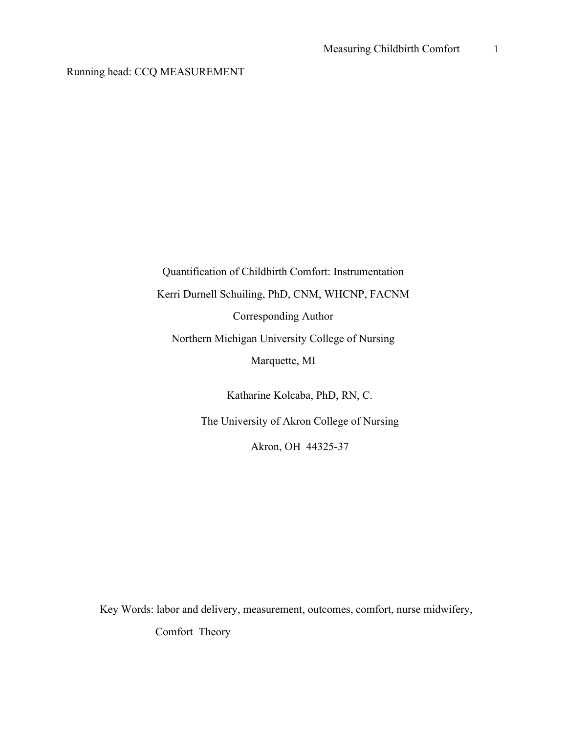Running head: CCQ MEASUREMENT

# Quantification of Childbirth Comfort: Instrumentation

Kerri Durnell Schuiling, PhD, CNM, WHCNP, FACNM

Corresponding Author

Northern Michigan University College of Nursing

Marquette, MI

Katharine Kolcaba, PhD, RN, C.

The University of Akron College of Nursing

Akron, OH 44325-37

Key Words: labor and delivery, measurement, outcomes, comfort, nurse midwifery, Comfort Theory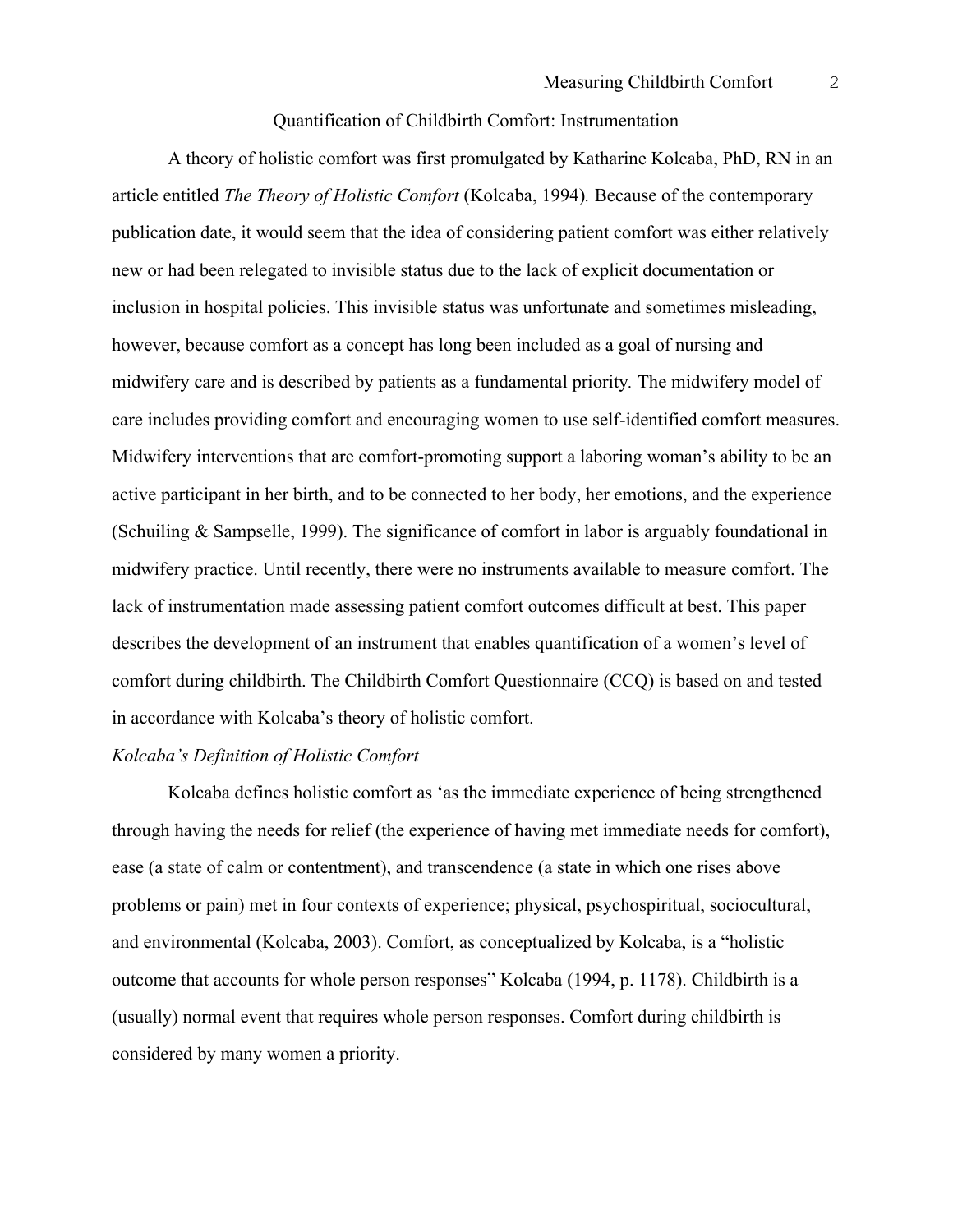# Quantification of Childbirth Comfort: Instrumentation

A theory of holistic comfort was first promulgated by Katharine Kolcaba, PhD, RN in an article entitled *The Theory of Holistic Comfort* (Kolcaba, 1994). Because of the contemporary publication date, it would seem that the idea of considering patient comfort was either relatively new or had been relegated to invisible status due to the lack of explicit documentation or inclusion in hospital policies. This invisible status was unfortunate and sometimes misleading, however, because comfort as a concept has long been included as a goal of nursing and midwifery care and is described by patients as a fundamental priority. The midwifery model of care includes providing comfort and encouraging women to use self-identified comfort measures. Midwifery interventions that are comfort-promoting support a laboring woman's ability to be an active participant in her birth, and to be connected to her body, her emotions, and the experience (Schuiling & Sampselle, 1999). The significance of comfort in labor is arguably foundational in midwifery practice. Until recently, there were no instruments available to measure comfort. The lack of instrumentation made assessing patient comfort outcomes difficult at best. This paper describes the development of an instrument that enables quantification of a women's level of comfort during childbirth. The Childbirth Comfort Questionnaire (CCQ) is based on and tested in accordance with Kolcaba's theory of holistic comfort.

## *Kolcaba's Definition of Holistic Comfort*

Kolcaba defines holistic comfort as 'as the immediate experience of being strengthened through having the needs for relief (the experience of having met immediate needs for comfort), ease (a state of calm or contentment), and transcendence (a state in which one rises above problems or pain) met in four contexts of experience; physical, psychospiritual, sociocultural, and environmental (Kolcaba, 2003). Comfort, as conceptualized by Kolcaba, is a "holistic outcome that accounts for whole person responses" Kolcaba (1994, p. 1178). Childbirth is a (usually) normal event that requires whole person responses. Comfort during childbirth is considered by many women a priority.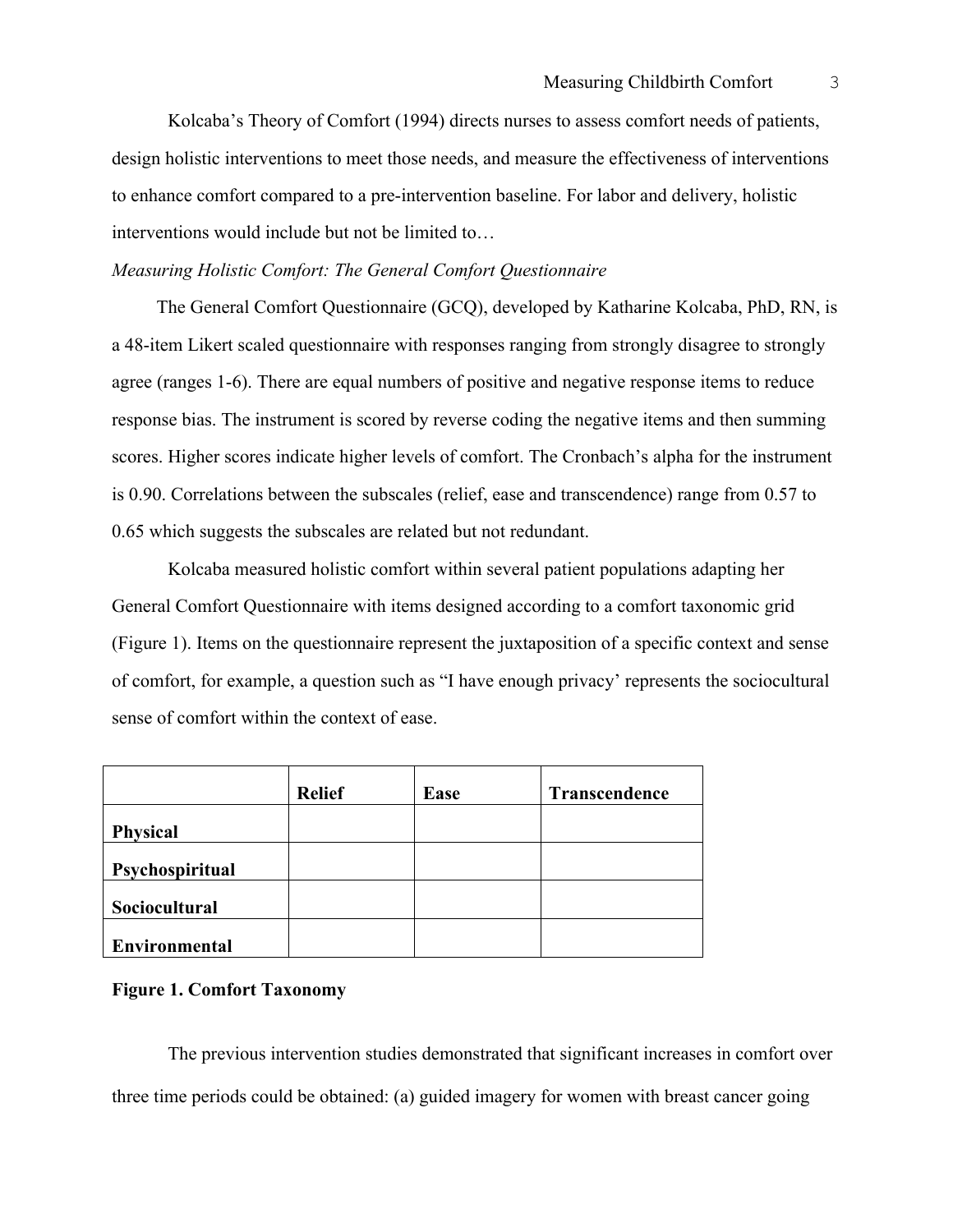Kolcaba's Theory of Comfort (1994) directs nurses to assess comfort needs of patients, design holistic interventions to meet those needs, and measure the effectiveness of interventions to enhance comfort compared to a pre-intervention baseline. For labor and delivery, holistic interventions would include but not be limited to…

*Measuring Holistic Comfort: The General Comfort Questionnaire*

The General Comfort Questionnaire (GCQ), developed by Katharine Kolcaba, PhD, RN, is a 48-item Likert scaled questionnaire with responses ranging from strongly disagree to strongly agree (ranges 1-6). There are equal numbers of positive and negative response items to reduce response bias. The instrument is scored by reverse coding the negative items and then summing scores. Higher scores indicate higher levels of comfort. The Cronbach's alpha for the instrument is 0.90. Correlations between the subscales (relief, ease and transcendence) range from 0.57 to 0.65 which suggests the subscales are related but not redundant.

Kolcaba measured holistic comfort within several patient populations adapting her General Comfort Questionnaire with items designed according to a comfort taxonomic grid (Figure 1). Items on the questionnaire represent the juxtaposition of a specific context and sense of comfort, for example, a question such as "I have enough privacy' represents the sociocultural sense of comfort within the context of ease.

| | **Relief** | **Ease** | **Transcendence** |
|---|---|---|---|
| **Physical** | | | |
| **Psychospiritual** | | | |
| **Sociocultural** | | | |
| **Environmental** | | | |

**Figure 1. Comfort Taxonomy**

The previous intervention studies demonstrated that significant increases in comfort over three time periods could be obtained: (a) guided imagery for women with breast cancer going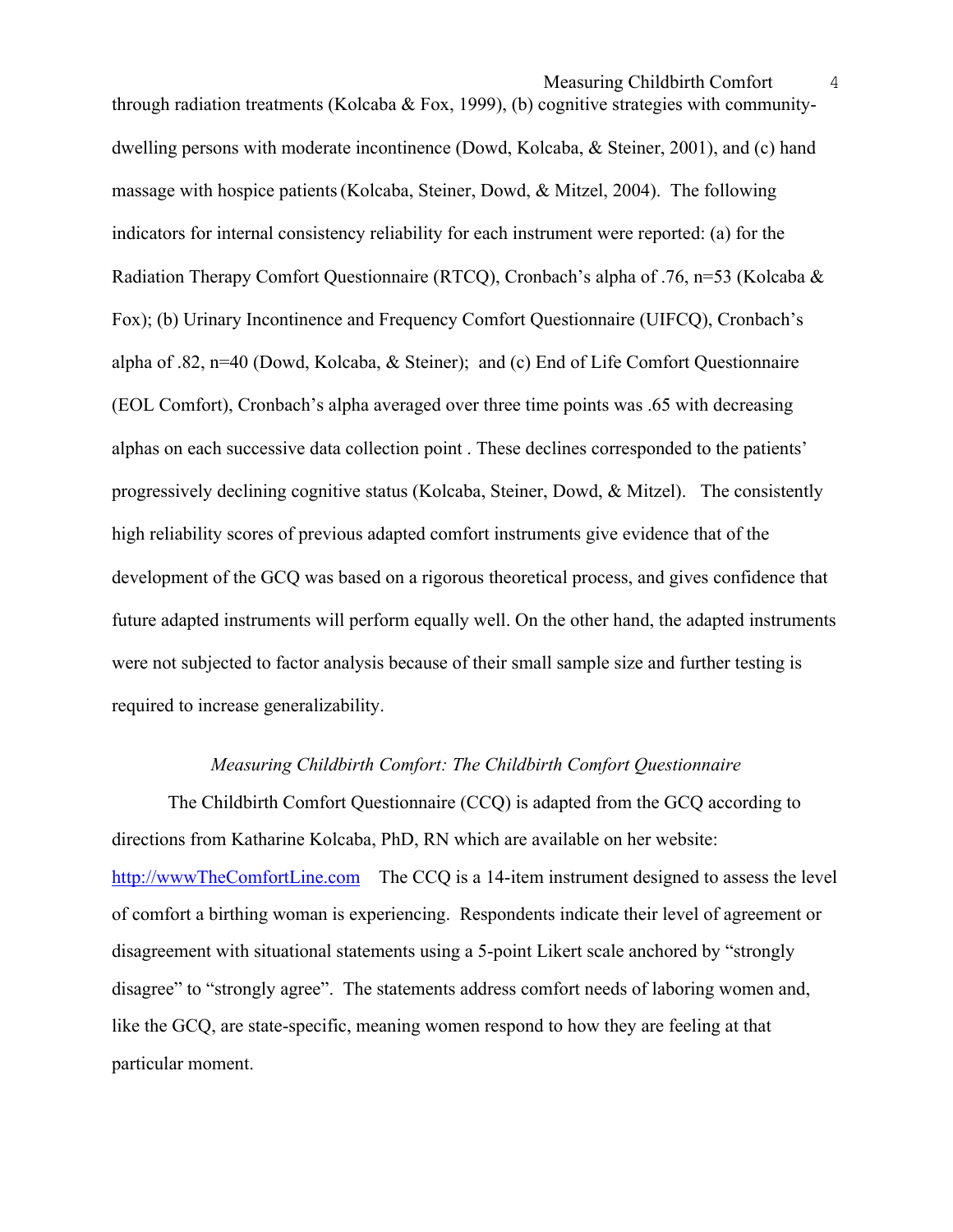through radiation treatments (Kolcaba & Fox, 1999), (b) cognitive strategies with community-dwelling persons with moderate incontinence (Dowd, Kolcaba, & Steiner, 2001), and (c) hand massage with hospice patients (Kolcaba, Steiner, Dowd, & Mitzel, 2004). The following indicators for internal consistency reliability for each instrument were reported: (a) for the Radiation Therapy Comfort Questionnaire (RTCQ), Cronbach's alpha of .76, n=53 (Kolcaba & Fox); (b) Urinary Incontinence and Frequency Comfort Questionnaire (UIFCQ), Cronbach's alpha of .82, n=40 (Dowd, Kolcaba, & Steiner); and (c) End of Life Comfort Questionnaire (EOL Comfort), Cronbach's alpha averaged over three time points was .65 with decreasing alphas on each successive data collection point . These declines corresponded to the patients' progressively declining cognitive status (Kolcaba, Steiner, Dowd, & Mitzel). The consistently high reliability scores of previous adapted comfort instruments give evidence that of the development of the GCQ was based on a rigorous theoretical process, and gives confidence that future adapted instruments will perform equally well. On the other hand, the adapted instruments were not subjected to factor analysis because of their small sample size and further testing is required to increase generalizability.

### *Measuring Childbirth Comfort: The Childbirth Comfort Questionnaire*

The Childbirth Comfort Questionnaire (CCQ) is adapted from the GCQ according to directions from Katharine Kolcaba, PhD, RN which are available on her website: http://wwwTheComfortLine.com The CCQ is a 14-item instrument designed to assess the level of comfort a birthing woman is experiencing. Respondents indicate their level of agreement or disagreement with situational statements using a 5-point Likert scale anchored by "strongly disagree" to "strongly agree". The statements address comfort needs of laboring women and, like the GCQ, are state-specific, meaning women respond to how they are feeling at that particular moment.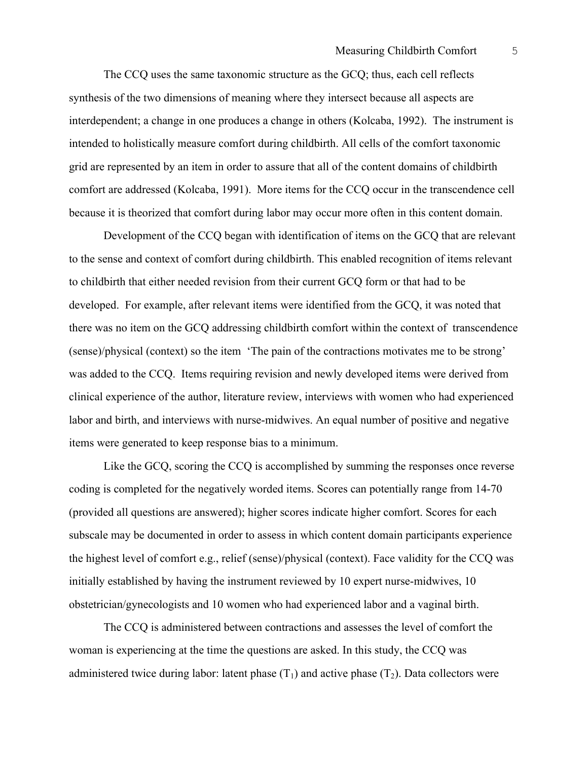The CCQ uses the same taxonomic structure as the GCQ; thus, each cell reflects synthesis of the two dimensions of meaning where they intersect because all aspects are interdependent; a change in one produces a change in others (Kolcaba, 1992). The instrument is intended to holistically measure comfort during childbirth. All cells of the comfort taxonomic grid are represented by an item in order to assure that all of the content domains of childbirth comfort are addressed (Kolcaba, 1991). More items for the CCQ occur in the transcendence cell because it is theorized that comfort during labor may occur more often in this content domain.

Development of the CCQ began with identification of items on the GCQ that are relevant to the sense and context of comfort during childbirth. This enabled recognition of items relevant to childbirth that either needed revision from their current GCQ form or that had to be developed. For example, after relevant items were identified from the GCQ, it was noted that there was no item on the GCQ addressing childbirth comfort within the context of transcendence (sense)/physical (context) so the item 'The pain of the contractions motivates me to be strong' was added to the CCQ. Items requiring revision and newly developed items were derived from clinical experience of the author, literature review, interviews with women who had experienced labor and birth, and interviews with nurse-midwives. An equal number of positive and negative items were generated to keep response bias to a minimum.

Like the GCQ, scoring the CCQ is accomplished by summing the responses once reverse coding is completed for the negatively worded items. Scores can potentially range from 14-70 (provided all questions are answered); higher scores indicate higher comfort. Scores for each subscale may be documented in order to assess in which content domain participants experience the highest level of comfort e.g., relief (sense)/physical (context). Face validity for the CCQ was initially established by having the instrument reviewed by 10 expert nurse-midwives, 10 obstetrician/gynecologists and 10 women who had experienced labor and a vaginal birth.

The CCQ is administered between contractions and assesses the level of comfort the woman is experiencing at the time the questions are asked. In this study, the CCQ was administered twice during labor: latent phase ($T_1$) and active phase ($T_2$). Data collectors were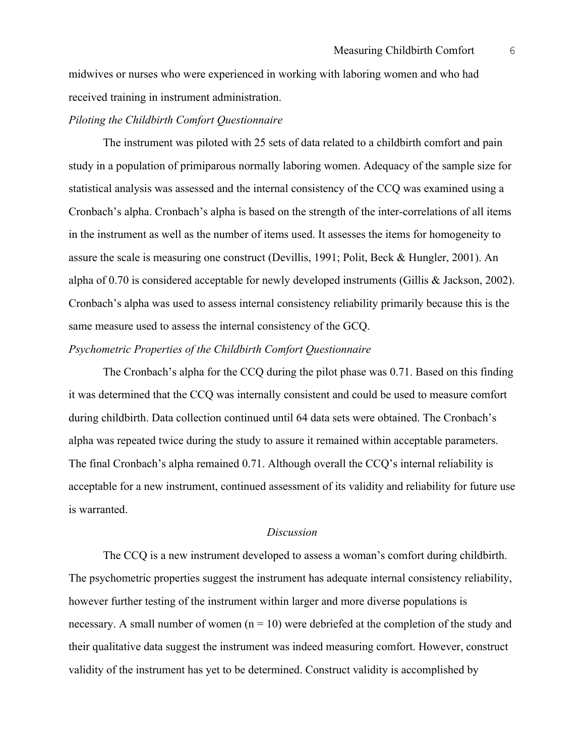midwives or nurses who were experienced in working with laboring women and who had received training in instrument administration.

### *Piloting the Childbirth Comfort Questionnaire*

The instrument was piloted with 25 sets of data related to a childbirth comfort and pain study in a population of primiparous normally laboring women. Adequacy of the sample size for statistical analysis was assessed and the internal consistency of the CCQ was examined using a Cronbach's alpha. Cronbach's alpha is based on the strength of the inter-correlations of all items in the instrument as well as the number of items used. It assesses the items for homogeneity to assure the scale is measuring one construct (Devillis, 1991; Polit, Beck & Hungler, 2001). An alpha of 0.70 is considered acceptable for newly developed instruments (Gillis & Jackson, 2002). Cronbach's alpha was used to assess internal consistency reliability primarily because this is the same measure used to assess the internal consistency of the GCQ.

### *Psychometric Properties of the Childbirth Comfort Questionnaire*

The Cronbach's alpha for the CCQ during the pilot phase was 0.71. Based on this finding it was determined that the CCQ was internally consistent and could be used to measure comfort during childbirth. Data collection continued until 64 data sets were obtained. The Cronbach's alpha was repeated twice during the study to assure it remained within acceptable parameters. The final Cronbach's alpha remained 0.71. Although overall the CCQ's internal reliability is acceptable for a new instrument, continued assessment of its validity and reliability for future use is warranted.

## *Discussion*

The CCQ is a new instrument developed to assess a woman's comfort during childbirth. The psychometric properties suggest the instrument has adequate internal consistency reliability, however further testing of the instrument within larger and more diverse populations is necessary. A small number of women ($n = 10$) were debriefed at the completion of the study and their qualitative data suggest the instrument was indeed measuring comfort. However, construct validity of the instrument has yet to be determined. Construct validity is accomplished by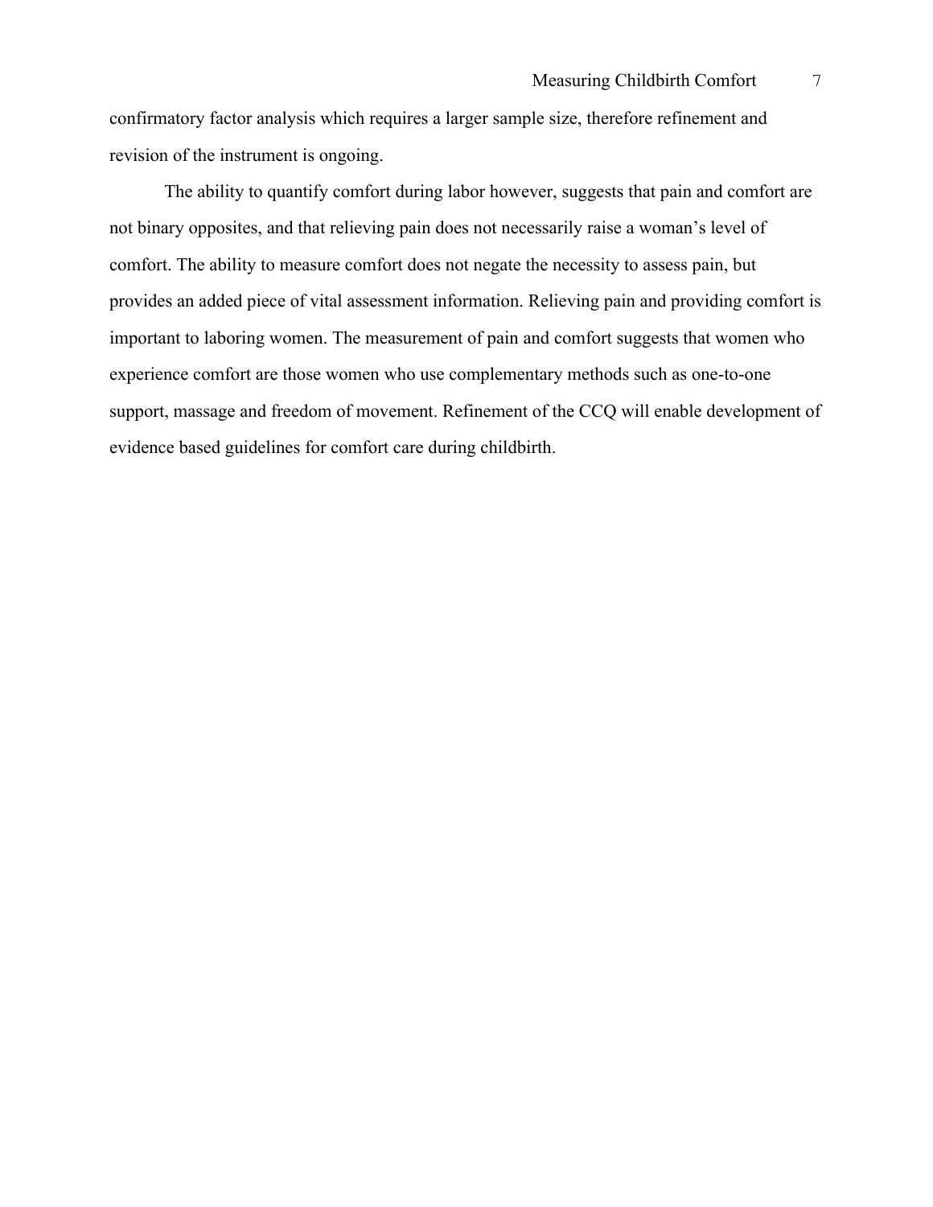confirmatory factor analysis which requires a larger sample size, therefore refinement and revision of the instrument is ongoing.

The ability to quantify comfort during labor however, suggests that pain and comfort are not binary opposites, and that relieving pain does not necessarily raise a woman's level of comfort. The ability to measure comfort does not negate the necessity to assess pain, but provides an added piece of vital assessment information. Relieving pain and providing comfort is important to laboring women. The measurement of pain and comfort suggests that women who experience comfort are those women who use complementary methods such as one-to-one support, massage and freedom of movement. Refinement of the CCQ will enable development of evidence based guidelines for comfort care during childbirth.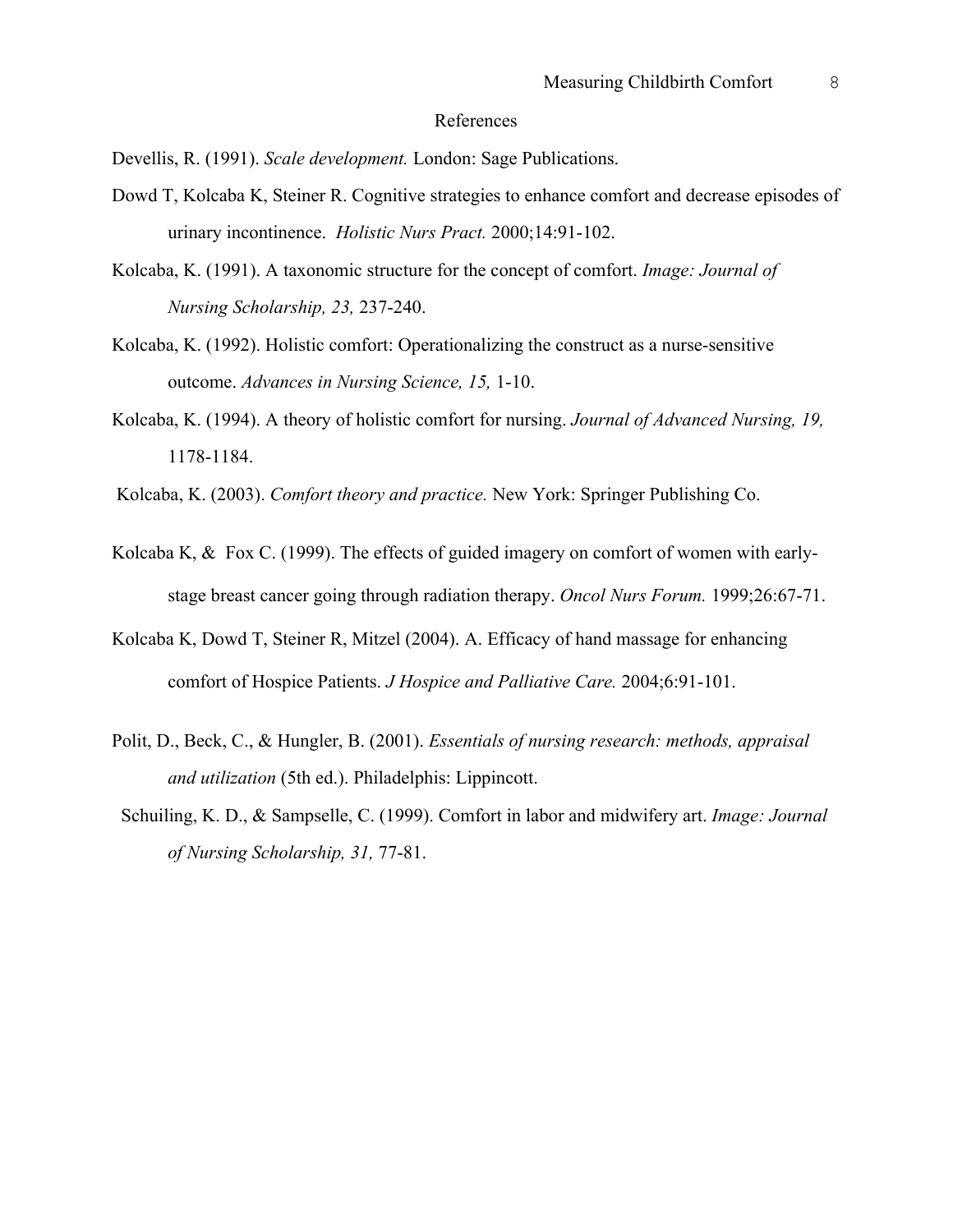# References

Devellis, R. (1991). *Scale development.* London: Sage Publications.

Dowd T, Kolcaba K, Steiner R. Cognitive strategies to enhance comfort and decrease episodes of urinary incontinence. *Holistic Nurs Pract.* 2000;14:91-102.

Kolcaba, K. (1991). A taxonomic structure for the concept of comfort. *Image: Journal of Nursing Scholarship, 23,* 237-240.

Kolcaba, K. (1992). Holistic comfort: Operationalizing the construct as a nurse-sensitive outcome. *Advances in Nursing Science, 15,* 1-10.

Kolcaba, K. (1994). A theory of holistic comfort for nursing. *Journal of Advanced Nursing, 19,* 1178-1184.

Kolcaba, K. (2003). *Comfort theory and practice.* New York: Springer Publishing Co.

Kolcaba K, & Fox C. (1999). The effects of guided imagery on comfort of women with early-stage breast cancer going through radiation therapy. *Oncol Nurs Forum.* 1999;26:67-71.

Kolcaba K, Dowd T, Steiner R, Mitzel (2004). A. Efficacy of hand massage for enhancing comfort of Hospice Patients. *J Hospice and Palliative Care.* 2004;6:91-101.

Polit, D., Beck, C., & Hungler, B. (2001). *Essentials of nursing research: methods, appraisal and utilization* (5th ed.). Philadelphis: Lippincott.

Schuiling, K. D., & Sampselle, C. (1999). Comfort in labor and midwifery art. *Image: Journal of Nursing Scholarship, 31,* 77-81.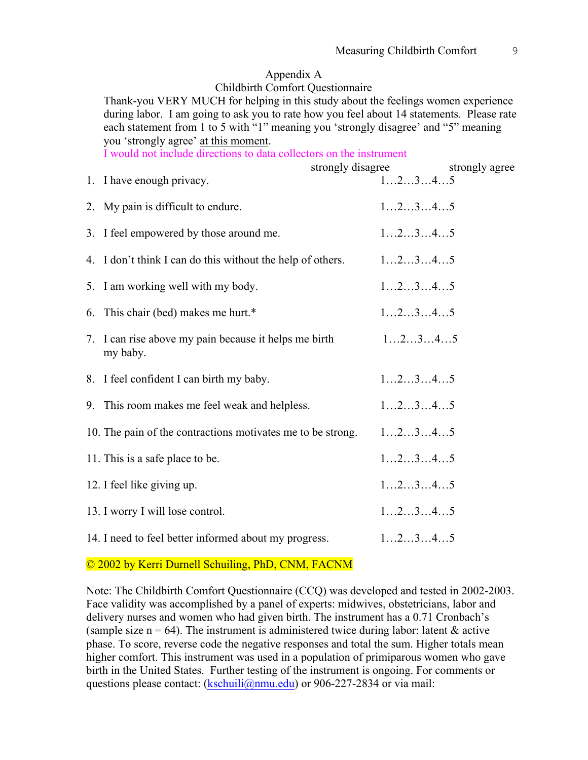## Appendix A

## Childbirth Comfort Questionnaire

Thank-you VERY MUCH for helping in this study about the feelings women experience during labor. I am going to ask you to rate how you feel about 14 statements. Please rate each statement from 1 to 5 with "1" meaning you 'strongly disagree' and "5" meaning you 'strongly agree' at this moment.

I would not include directions to data collectors on the instrument

| | strongly disagree ... strongly agree |
|---|---|
| 1. I have enough privacy. | 1…2…3…4…5 |
| 2. My pain is difficult to endure. | 1…2…3…4…5 |
| 3. I feel empowered by those around me. | 1…2…3…4…5 |
| 4. I don't think I can do this without the help of others. | 1…2…3…4…5 |
| 5. I am working well with my body. | 1…2…3…4…5 |
| 6. This chair (bed) makes me hurt.* | 1…2…3…4…5 |
| 7. I can rise above my pain because it helps me birth my baby. | 1…2…3…4…5 |
| 8. I feel confident I can birth my baby. | 1…2…3…4…5 |
| 9. This room makes me feel weak and helpless. | 1…2…3…4…5 |
| 10. The pain of the contractions motivates me to be strong. | 1…2…3…4…5 |
| 11. This is a safe place to be. | 1…2…3…4…5 |
| 12. I feel like giving up. | 1…2…3…4…5 |
| 13. I worry I will lose control. | 1…2…3…4…5 |
| 14. I need to feel better informed about my progress. | 1…2…3…4…5 |

© 2002 by Kerri Durnell Schuiling, PhD, CNM, FACNM

Note: The Childbirth Comfort Questionnaire (CCQ) was developed and tested in 2002-2003. Face validity was accomplished by a panel of experts: midwives, obstetricians, labor and delivery nurses and women who had given birth. The instrument has a 0.71 Cronbach's (sample size n = 64). The instrument is administered twice during labor: latent & active phase. To score, reverse code the negative responses and total the sum. Higher totals mean higher comfort. This instrument was used in a population of primiparous women who gave birth in the United States. Further testing of the instrument is ongoing. For comments or questions please contact: (kschuili@nmu.edu) or 906-227-2834 or via mail: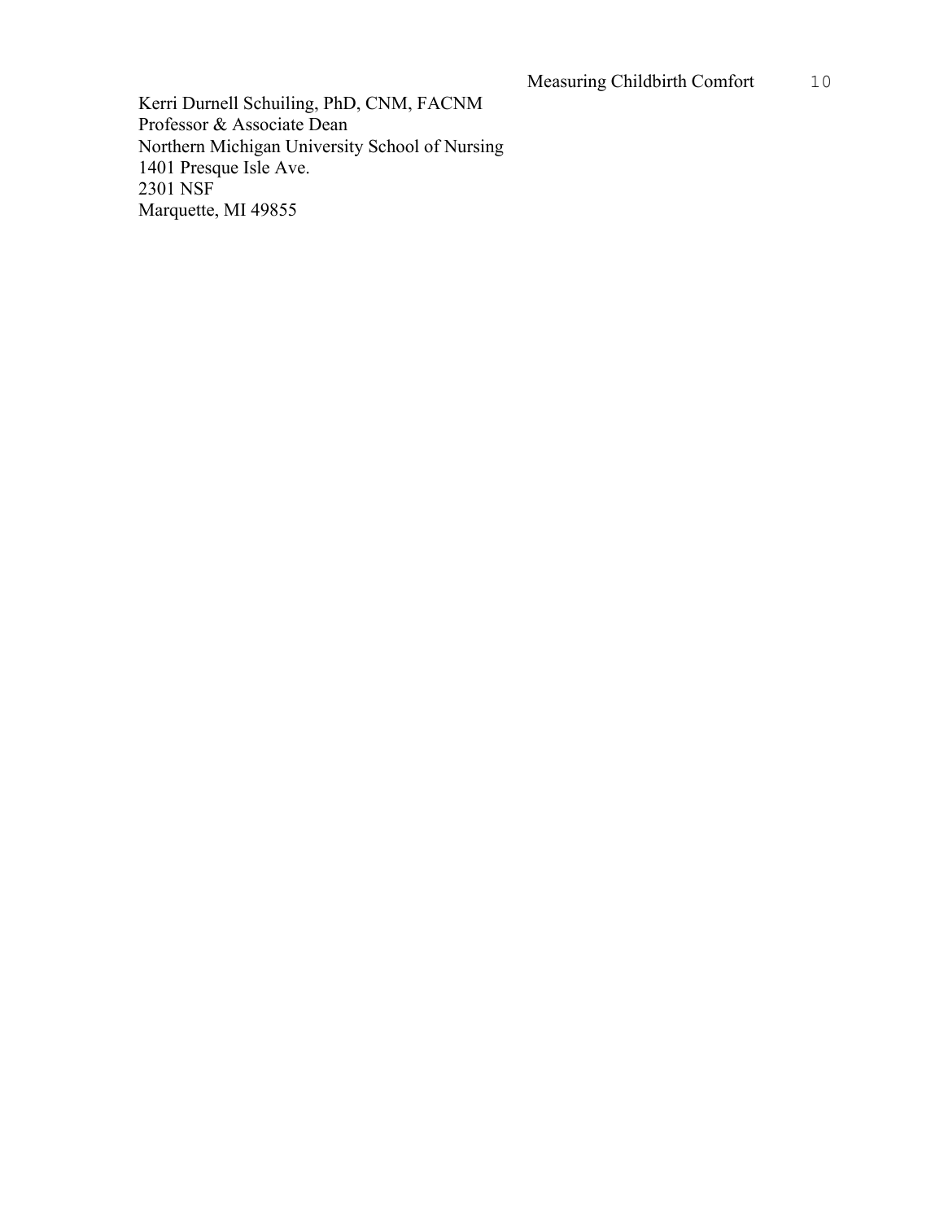Kerri Durnell Schuiling, PhD, CNM, FACNM
Professor & Associate Dean
Northern Michigan University School of Nursing
1401 Presque Isle Ave.
2301 NSF
Marquette, MI 49855